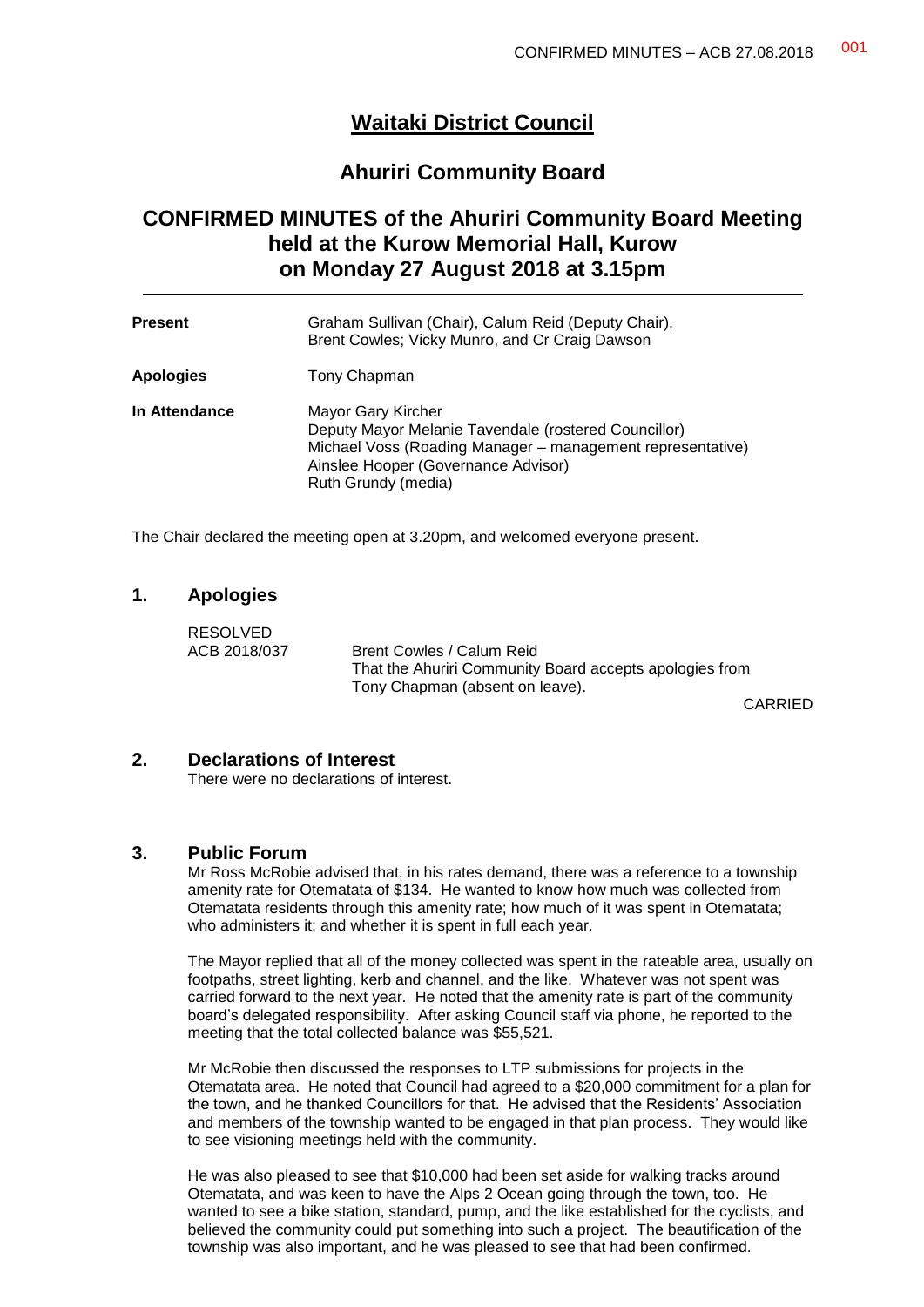# Waitaki District Council

## Ahuriri Community Board

## CONFIRMED MINUTES of the Ahuriri Community Board Meeting held at the Kurow Memorial Hall, Kurow on Monday 27 August 2018 at 3.15pm

| | |
|---|---|
| **Present** | Graham Sullivan (Chair), Calum Reid (Deputy Chair), Brent Cowles; Vicky Munro, and Cr Craig Dawson |
| **Apologies** | Tony Chapman |
| **In Attendance** | Mayor Gary Kircher<br>Deputy Mayor Melanie Tavendale (rostered Councillor)<br>Michael Voss (Roading Manager – management representative)<br>Ainslee Hooper (Governance Advisor)<br>Ruth Grundy (media) |

The Chair declared the meeting open at 3.20pm, and welcomed everyone present.

### 1. Apologies

RESOLVED
ACB 2018/037 Brent Cowles / Calum Reid
That the Ahuriri Community Board accepts apologies from Tony Chapman (absent on leave).

CARRIED

### 2. Declarations of Interest

There were no declarations of interest.

### 3. Public Forum

Mr Ross McRobie advised that, in his rates demand, there was a reference to a township amenity rate for Otematata of $134. He wanted to know how much was collected from Otematata residents through this amenity rate; how much of it was spent in Otematata; who administers it; and whether it is spent in full each year.

The Mayor replied that all of the money collected was spent in the rateable area, usually on footpaths, street lighting, kerb and channel, and the like. Whatever was not spent was carried forward to the next year. He noted that the amenity rate is part of the community board's delegated responsibility. After asking Council staff via phone, he reported to the meeting that the total collected balance was $55,521.

Mr McRobie then discussed the responses to LTP submissions for projects in the Otematata area. He noted that Council had agreed to a $20,000 commitment for a plan for the town, and he thanked Councillors for that. He advised that the Residents' Association and members of the township wanted to be engaged in that plan process. They would like to see visioning meetings held with the community.

He was also pleased to see that $10,000 had been set aside for walking tracks around Otematata, and was keen to have the Alps 2 Ocean going through the town, too. He wanted to see a bike station, standard, pump, and the like established for the cyclists, and believed the community could put something into such a project. The beautification of the township was also important, and he was pleased to see that had been confirmed.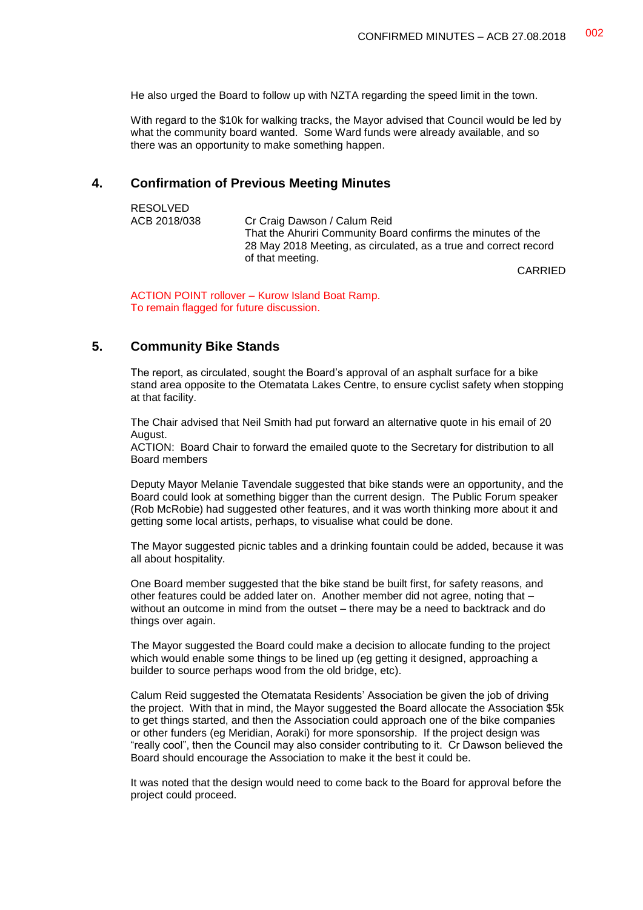He also urged the Board to follow up with NZTA regarding the speed limit in the town.

With regard to the $10k for walking tracks, the Mayor advised that Council would be led by what the community board wanted. Some Ward funds were already available, and so there was an opportunity to make something happen.

## 4. Confirmation of Previous Meeting Minutes

RESOLVED
ACB 2018/038 Cr Craig Dawson / Calum Reid
That the Ahuriri Community Board confirms the minutes of the 28 May 2018 Meeting, as circulated, as a true and correct record of that meeting.

CARRIED

ACTION POINT rollover – Kurow Island Boat Ramp.
To remain flagged for future discussion.

## 5. Community Bike Stands

The report, as circulated, sought the Board's approval of an asphalt surface for a bike stand area opposite to the Otematata Lakes Centre, to ensure cyclist safety when stopping at that facility.

The Chair advised that Neil Smith had put forward an alternative quote in his email of 20 August.
ACTION: Board Chair to forward the emailed quote to the Secretary for distribution to all Board members

Deputy Mayor Melanie Tavendale suggested that bike stands were an opportunity, and the Board could look at something bigger than the current design. The Public Forum speaker (Rob McRobie) had suggested other features, and it was worth thinking more about it and getting some local artists, perhaps, to visualise what could be done.

The Mayor suggested picnic tables and a drinking fountain could be added, because it was all about hospitality.

One Board member suggested that the bike stand be built first, for safety reasons, and other features could be added later on. Another member did not agree, noting that – without an outcome in mind from the outset – there may be a need to backtrack and do things over again.

The Mayor suggested the Board could make a decision to allocate funding to the project which would enable some things to be lined up (eg getting it designed, approaching a builder to source perhaps wood from the old bridge, etc).

Calum Reid suggested the Otematata Residents' Association be given the job of driving the project. With that in mind, the Mayor suggested the Board allocate the Association $5k to get things started, and then the Association could approach one of the bike companies or other funders (eg Meridian, Aoraki) for more sponsorship. If the project design was "really cool", then the Council may also consider contributing to it. Cr Dawson believed the Board should encourage the Association to make it the best it could be.

It was noted that the design would need to come back to the Board for approval before the project could proceed.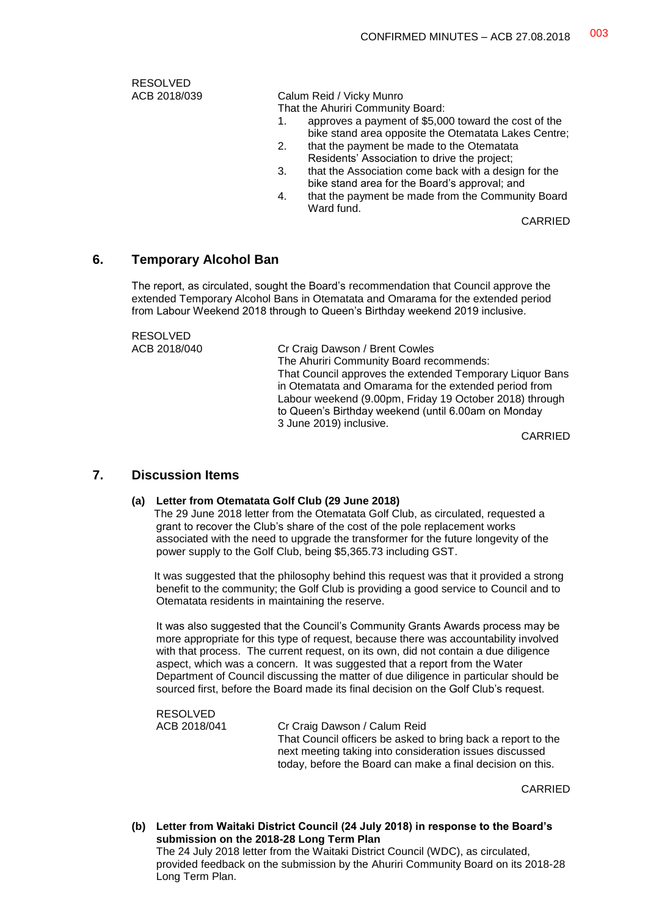RESOLVED
ACB 2018/039

Calum Reid / Vicky Munro
That the Ahuriri Community Board:

1. approves a payment of $5,000 toward the cost of the bike stand area opposite the Otematata Lakes Centre;
2. that the payment be made to the Otematata Residents' Association to drive the project;
3. that the Association come back with a design for the bike stand area for the Board's approval; and
4. that the payment be made from the Community Board Ward fund.

CARRIED

## 6. Temporary Alcohol Ban

The report, as circulated, sought the Board's recommendation that Council approve the extended Temporary Alcohol Bans in Otematata and Omarama for the extended period from Labour Weekend 2018 through to Queen's Birthday weekend 2019 inclusive.

RESOLVED
ACB 2018/040

Cr Craig Dawson / Brent Cowles
The Ahuriri Community Board recommends:
That Council approves the extended Temporary Liquor Bans in Otematata and Omarama for the extended period from Labour weekend (9.00pm, Friday 19 October 2018) through to Queen's Birthday weekend (until 6.00am on Monday 3 June 2019) inclusive.

CARRIED

## 7. Discussion Items

### (a) Letter from Otematata Golf Club (29 June 2018)

The 29 June 2018 letter from the Otematata Golf Club, as circulated, requested a grant to recover the Club's share of the cost of the pole replacement works associated with the need to upgrade the transformer for the future longevity of the power supply to the Golf Club, being $5,365.73 including GST.

It was suggested that the philosophy behind this request was that it provided a strong benefit to the community; the Golf Club is providing a good service to Council and to Otematata residents in maintaining the reserve.

It was also suggested that the Council's Community Grants Awards process may be more appropriate for this type of request, because there was accountability involved with that process. The current request, on its own, did not contain a due diligence aspect, which was a concern. It was suggested that a report from the Water Department of Council discussing the matter of due diligence in particular should be sourced first, before the Board made its final decision on the Golf Club's request.

RESOLVED
ACB 2018/041

Cr Craig Dawson / Calum Reid
That Council officers be asked to bring back a report to the next meeting taking into consideration issues discussed today, before the Board can make a final decision on this.

CARRIED

### (b) Letter from Waitaki District Council (24 July 2018) in response to the Board's submission on the 2018-28 Long Term Plan

The 24 July 2018 letter from the Waitaki District Council (WDC), as circulated, provided feedback on the submission by the Ahuriri Community Board on its 2018-28 Long Term Plan.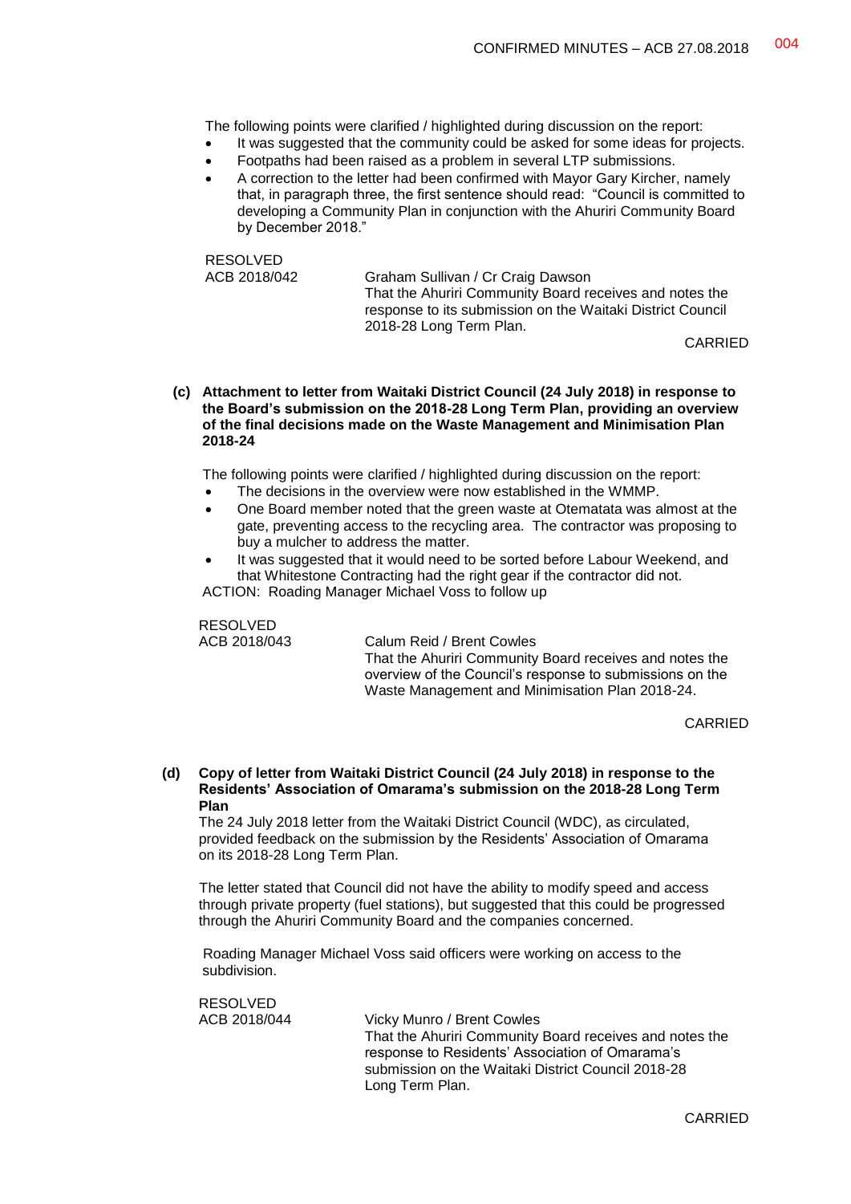The following points were clarified / highlighted during discussion on the report:

- It was suggested that the community could be asked for some ideas for projects.
- Footpaths had been raised as a problem in several LTP submissions.
- A correction to the letter had been confirmed with Mayor Gary Kircher, namely that, in paragraph three, the first sentence should read: "Council is committed to developing a Community Plan in conjunction with the Ahuriri Community Board by December 2018."

RESOLVED
ACB 2018/042 Graham Sullivan / Cr Craig Dawson
That the Ahuriri Community Board receives and notes the response to its submission on the Waitaki District Council 2018-28 Long Term Plan.

CARRIED

**(c) Attachment to letter from Waitaki District Council (24 July 2018) in response to the Board's submission on the 2018-28 Long Term Plan, providing an overview of the final decisions made on the Waste Management and Minimisation Plan 2018-24**

The following points were clarified / highlighted during discussion on the report:

- The decisions in the overview were now established in the WMMP.
- One Board member noted that the green waste at Otematata was almost at the gate, preventing access to the recycling area. The contractor was proposing to buy a mulcher to address the matter.
- It was suggested that it would need to be sorted before Labour Weekend, and that Whitestone Contracting had the right gear if the contractor did not.

ACTION: Roading Manager Michael Voss to follow up

RESOLVED
ACB 2018/043 Calum Reid / Brent Cowles
That the Ahuriri Community Board receives and notes the overview of the Council's response to submissions on the Waste Management and Minimisation Plan 2018-24.

CARRIED

**(d) Copy of letter from Waitaki District Council (24 July 2018) in response to the Residents' Association of Omarama's submission on the 2018-28 Long Term Plan**

The 24 July 2018 letter from the Waitaki District Council (WDC), as circulated, provided feedback on the submission by the Residents' Association of Omarama on its 2018-28 Long Term Plan.

The letter stated that Council did not have the ability to modify speed and access through private property (fuel stations), but suggested that this could be progressed through the Ahuriri Community Board and the companies concerned.

Roading Manager Michael Voss said officers were working on access to the subdivision.

RESOLVED
ACB 2018/044 Vicky Munro / Brent Cowles
That the Ahuriri Community Board receives and notes the response to Residents' Association of Omarama's submission on the Waitaki District Council 2018-28 Long Term Plan.

CARRIED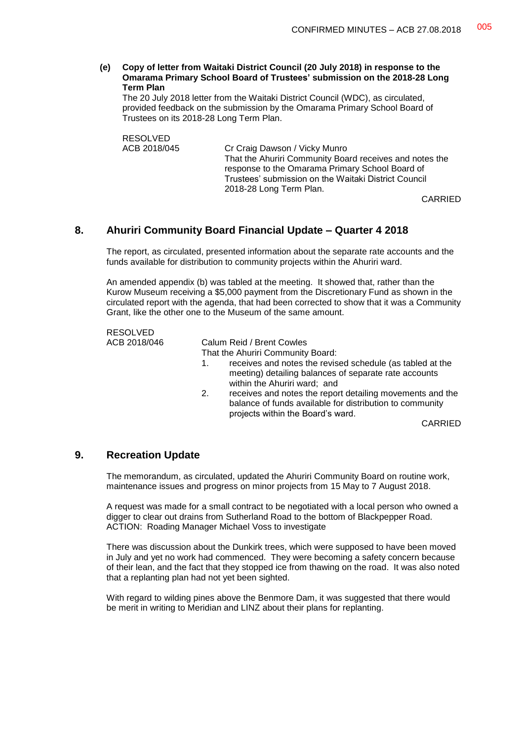**(e) Copy of letter from Waitaki District Council (20 July 2018) in response to the Omarama Primary School Board of Trustees' submission on the 2018-28 Long Term Plan**

The 20 July 2018 letter from the Waitaki District Council (WDC), as circulated, provided feedback on the submission by the Omarama Primary School Board of Trustees on its 2018-28 Long Term Plan.

RESOLVED
ACB 2018/045 Cr Craig Dawson / Vicky Munro
That the Ahuriri Community Board receives and notes the response to the Omarama Primary School Board of Trustees' submission on the Waitaki District Council 2018-28 Long Term Plan.

CARRIED

## 8. Ahuriri Community Board Financial Update – Quarter 4 2018

The report, as circulated, presented information about the separate rate accounts and the funds available for distribution to community projects within the Ahuriri ward.

An amended appendix (b) was tabled at the meeting. It showed that, rather than the Kurow Museum receiving a $5,000 payment from the Discretionary Fund as shown in the circulated report with the agenda, that had been corrected to show that it was a Community Grant, like the other one to the Museum of the same amount.

RESOLVED
ACB 2018/046 Calum Reid / Brent Cowles
That the Ahuriri Community Board:

1. receives and notes the revised schedule (as tabled at the meeting) detailing balances of separate rate accounts within the Ahuriri ward; and
2. receives and notes the report detailing movements and the balance of funds available for distribution to community projects within the Board's ward.

CARRIED

## 9. Recreation Update

The memorandum, as circulated, updated the Ahuriri Community Board on routine work, maintenance issues and progress on minor projects from 15 May to 7 August 2018.

A request was made for a small contract to be negotiated with a local person who owned a digger to clear out drains from Sutherland Road to the bottom of Blackpepper Road.
ACTION: Roading Manager Michael Voss to investigate

There was discussion about the Dunkirk trees, which were supposed to have been moved in July and yet no work had commenced. They were becoming a safety concern because of their lean, and the fact that they stopped ice from thawing on the road. It was also noted that a replanting plan had not yet been sighted.

With regard to wilding pines above the Benmore Dam, it was suggested that there would be merit in writing to Meridian and LINZ about their plans for replanting.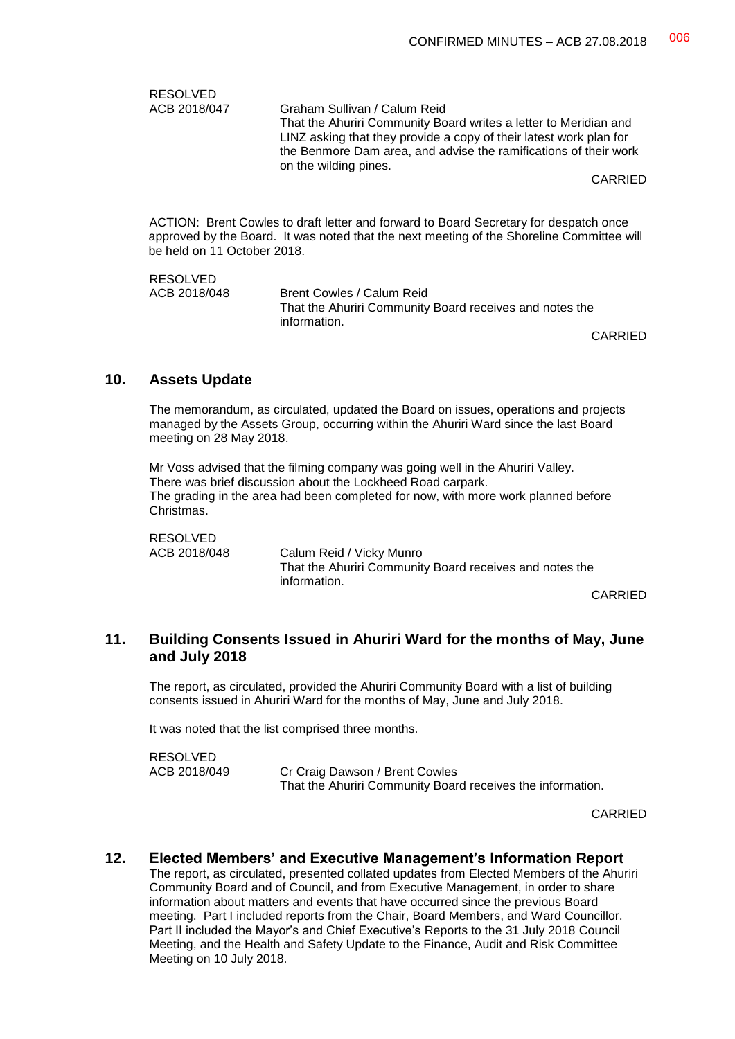RESOLVED
ACB 2018/047 Graham Sullivan / Calum Reid
That the Ahuriri Community Board writes a letter to Meridian and LINZ asking that they provide a copy of their latest work plan for the Benmore Dam area, and advise the ramifications of their work on the wilding pines.

CARRIED

ACTION: Brent Cowles to draft letter and forward to Board Secretary for despatch once approved by the Board. It was noted that the next meeting of the Shoreline Committee will be held on 11 October 2018.

RESOLVED
ACB 2018/048 Brent Cowles / Calum Reid
That the Ahuriri Community Board receives and notes the information.

CARRIED

## 10. Assets Update

The memorandum, as circulated, updated the Board on issues, operations and projects managed by the Assets Group, occurring within the Ahuriri Ward since the last Board meeting on 28 May 2018.

Mr Voss advised that the filming company was going well in the Ahuriri Valley.
There was brief discussion about the Lockheed Road carpark.
The grading in the area had been completed for now, with more work planned before Christmas.

RESOLVED
ACB 2018/048 Calum Reid / Vicky Munro
That the Ahuriri Community Board receives and notes the information.

CARRIED

## 11. Building Consents Issued in Ahuriri Ward for the months of May, June and July 2018

The report, as circulated, provided the Ahuriri Community Board with a list of building consents issued in Ahuriri Ward for the months of May, June and July 2018.

It was noted that the list comprised three months.

RESOLVED
ACB 2018/049 Cr Craig Dawson / Brent Cowles
That the Ahuriri Community Board receives the information.

CARRIED

## 12. Elected Members' and Executive Management's Information Report

The report, as circulated, presented collated updates from Elected Members of the Ahuriri Community Board and of Council, and from Executive Management, in order to share information about matters and events that have occurred since the previous Board meeting. Part I included reports from the Chair, Board Members, and Ward Councillor. Part II included the Mayor's and Chief Executive's Reports to the 31 July 2018 Council Meeting, and the Health and Safety Update to the Finance, Audit and Risk Committee Meeting on 10 July 2018.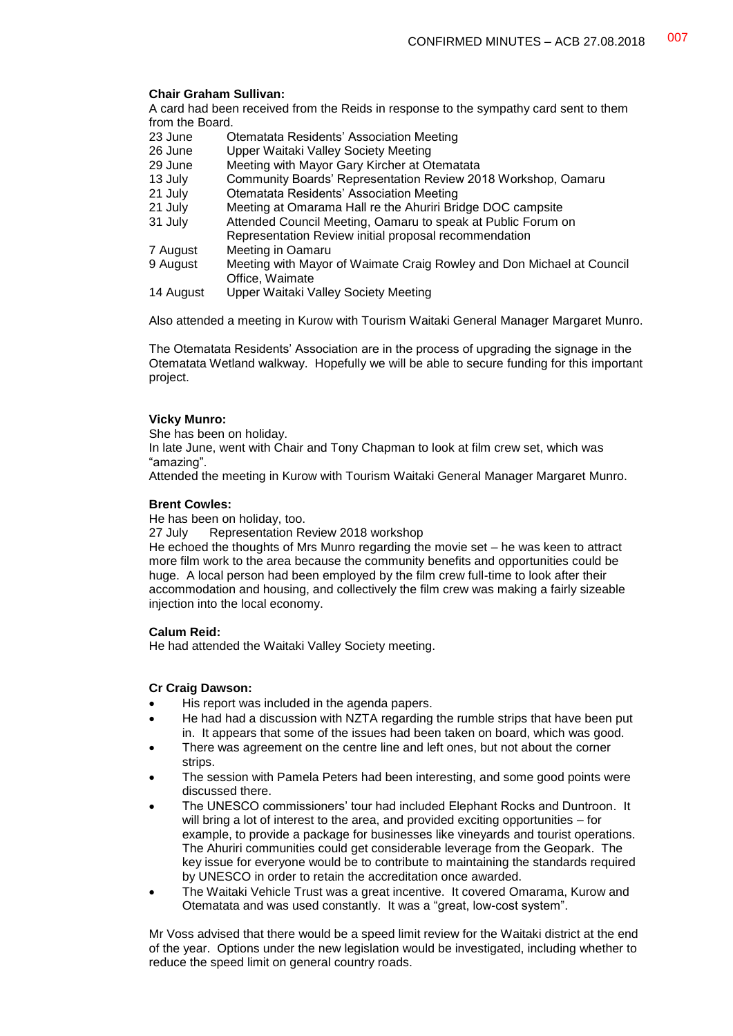**Chair Graham Sullivan:**

A card had been received from the Reids in response to the sympathy card sent to them from the Board.

| | |
|---|---|
| 23 June | Otematata Residents' Association Meeting |
| 26 June | Upper Waitaki Valley Society Meeting |
| 29 June | Meeting with Mayor Gary Kircher at Otematata |
| 13 July | Community Boards' Representation Review 2018 Workshop, Oamaru |
| 21 July | Otematata Residents' Association Meeting |
| 21 July | Meeting at Omarama Hall re the Ahuriri Bridge DOC campsite |
| 31 July | Attended Council Meeting, Oamaru to speak at Public Forum on Representation Review initial proposal recommendation |
| 7 August | Meeting in Oamaru |
| 9 August | Meeting with Mayor of Waimate Craig Rowley and Don Michael at Council Office, Waimate |
| 14 August | Upper Waitaki Valley Society Meeting |

Also attended a meeting in Kurow with Tourism Waitaki General Manager Margaret Munro.

The Otematata Residents' Association are in the process of upgrading the signage in the Otematata Wetland walkway. Hopefully we will be able to secure funding for this important project.

**Vicky Munro:**

She has been on holiday.

In late June, went with Chair and Tony Chapman to look at film crew set, which was "amazing".

Attended the meeting in Kurow with Tourism Waitaki General Manager Margaret Munro.

**Brent Cowles:**

He has been on holiday, too.

27 July Representation Review 2018 workshop

He echoed the thoughts of Mrs Munro regarding the movie set – he was keen to attract more film work to the area because the community benefits and opportunities could be huge. A local person had been employed by the film crew full-time to look after their accommodation and housing, and collectively the film crew was making a fairly sizeable injection into the local economy.

**Calum Reid:**

He had attended the Waitaki Valley Society meeting.

**Cr Craig Dawson:**

- His report was included in the agenda papers.
- He had had a discussion with NZTA regarding the rumble strips that have been put in. It appears that some of the issues had been taken on board, which was good.
- There was agreement on the centre line and left ones, but not about the corner strips.
- The session with Pamela Peters had been interesting, and some good points were discussed there.
- The UNESCO commissioners' tour had included Elephant Rocks and Duntroon. It will bring a lot of interest to the area, and provided exciting opportunities – for example, to provide a package for businesses like vineyards and tourist operations. The Ahuriri communities could get considerable leverage from the Geopark. The key issue for everyone would be to contribute to maintaining the standards required by UNESCO in order to retain the accreditation once awarded.
- The Waitaki Vehicle Trust was a great incentive. It covered Omarama, Kurow and Otematata and was used constantly. It was a "great, low-cost system".

Mr Voss advised that there would be a speed limit review for the Waitaki district at the end of the year. Options under the new legislation would be investigated, including whether to reduce the speed limit on general country roads.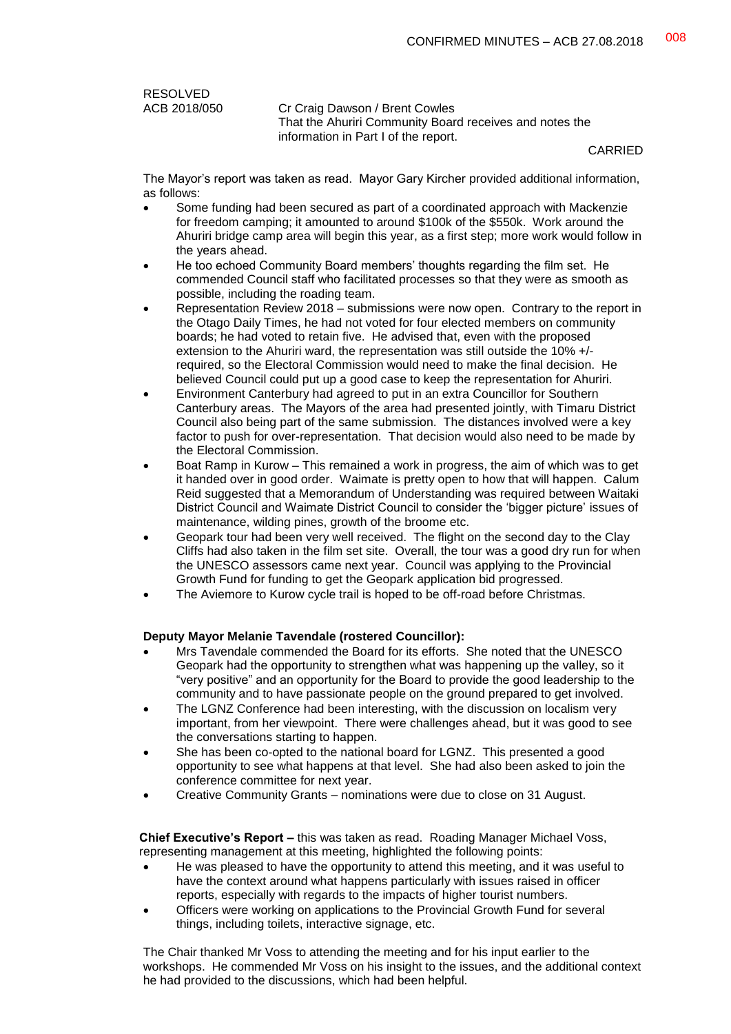RESOLVED

ACB 2018/050 Cr Craig Dawson / Brent Cowles
That the Ahuriri Community Board receives and notes the information in Part I of the report.

CARRIED

The Mayor's report was taken as read. Mayor Gary Kircher provided additional information, as follows:

- Some funding had been secured as part of a coordinated approach with Mackenzie for freedom camping; it amounted to around \$100k of the \$550k. Work around the Ahuriri bridge camp area will begin this year, as a first step; more work would follow in the years ahead.
- He too echoed Community Board members' thoughts regarding the film set. He commended Council staff who facilitated processes so that they were as smooth as possible, including the roading team.
- Representation Review 2018 – submissions were now open. Contrary to the report in the Otago Daily Times, he had not voted for four elected members on community boards; he had voted to retain five. He advised that, even with the proposed extension to the Ahuriri ward, the representation was still outside the 10% +/- required, so the Electoral Commission would need to make the final decision. He believed Council could put up a good case to keep the representation for Ahuriri.
- Environment Canterbury had agreed to put in an extra Councillor for Southern Canterbury areas. The Mayors of the area had presented jointly, with Timaru District Council also being part of the same submission. The distances involved were a key factor to push for over-representation. That decision would also need to be made by the Electoral Commission.
- Boat Ramp in Kurow – This remained a work in progress, the aim of which was to get it handed over in good order. Waimate is pretty open to how that will happen. Calum Reid suggested that a Memorandum of Understanding was required between Waitaki District Council and Waimate District Council to consider the 'bigger picture' issues of maintenance, wilding pines, growth of the broome etc.
- Geopark tour had been very well received. The flight on the second day to the Clay Cliffs had also taken in the film set site. Overall, the tour was a good dry run for when the UNESCO assessors came next year. Council was applying to the Provincial Growth Fund for funding to get the Geopark application bid progressed.
- The Aviemore to Kurow cycle trail is hoped to be off-road before Christmas.

**Deputy Mayor Melanie Tavendale (rostered Councillor):**

- Mrs Tavendale commended the Board for its efforts. She noted that the UNESCO Geopark had the opportunity to strengthen what was happening up the valley, so it "very positive" and an opportunity for the Board to provide the good leadership to the community and to have passionate people on the ground prepared to get involved.
- The LGNZ Conference had been interesting, with the discussion on localism very important, from her viewpoint. There were challenges ahead, but it was good to see the conversations starting to happen.
- She has been co-opted to the national board for LGNZ. This presented a good opportunity to see what happens at that level. She had also been asked to join the conference committee for next year.
- Creative Community Grants – nominations were due to close on 31 August.

**Chief Executive's Report –** this was taken as read. Roading Manager Michael Voss, representing management at this meeting, highlighted the following points:

- He was pleased to have the opportunity to attend this meeting, and it was useful to have the context around what happens particularly with issues raised in officer reports, especially with regards to the impacts of higher tourist numbers.
- Officers were working on applications to the Provincial Growth Fund for several things, including toilets, interactive signage, etc.

The Chair thanked Mr Voss to attending the meeting and for his input earlier to the workshops. He commended Mr Voss on his insight to the issues, and the additional context he had provided to the discussions, which had been helpful.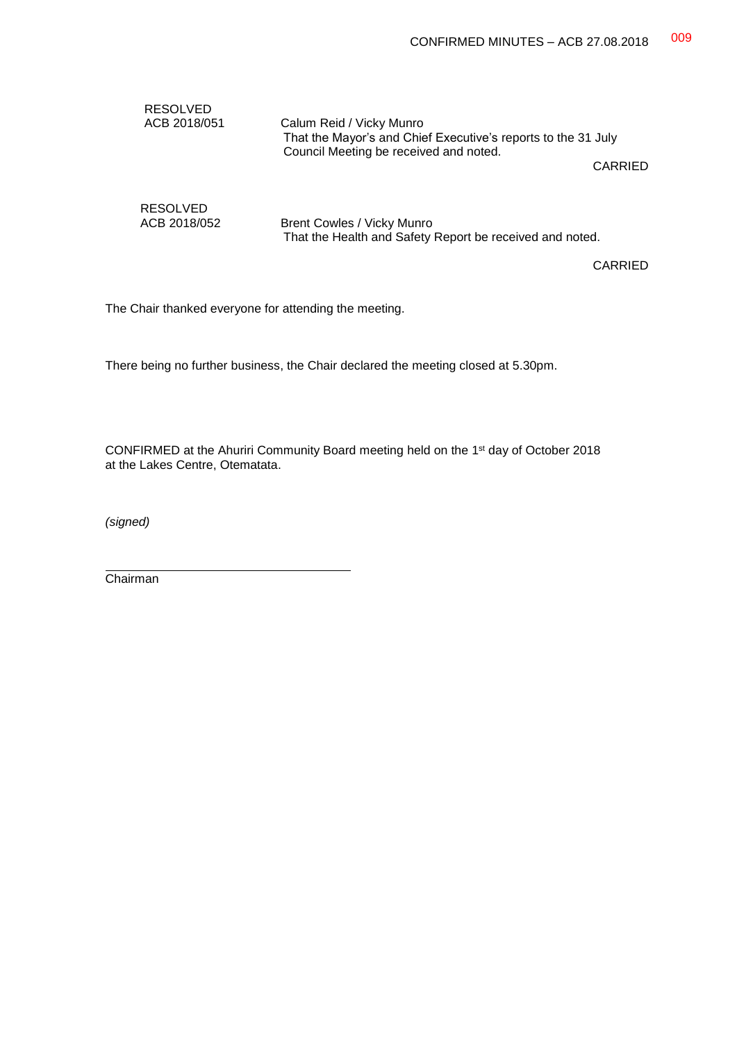RESOLVED
ACB 2018/051

Calum Reid / Vicky Munro
That the Mayor's and Chief Executive's reports to the 31 July Council Meeting be received and noted.

CARRIED

RESOLVED
ACB 2018/052

Brent Cowles / Vicky Munro
That the Health and Safety Report be received and noted.

CARRIED

The Chair thanked everyone for attending the meeting.

There being no further business, the Chair declared the meeting closed at 5.30pm.

CONFIRMED at the Ahuriri Community Board meeting held on the 1st day of October 2018 at the Lakes Centre, Otematata.

*(signed)*

Chairman